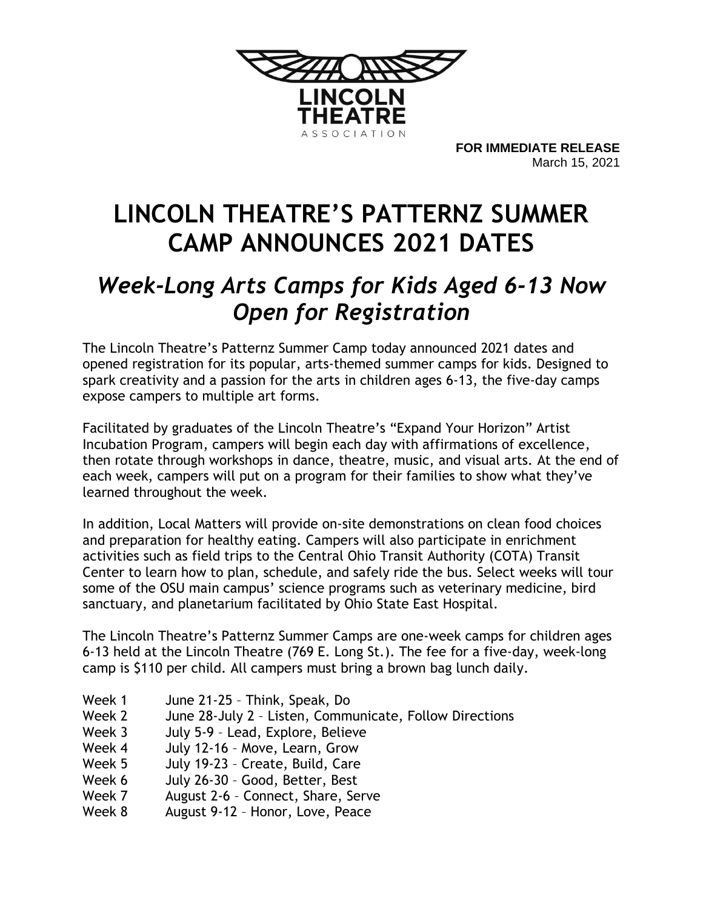LINCOLN THEATRE ASSOCIATION

**FOR IMMEDIATE RELEASE**
March 15, 2021

# LINCOLN THEATRE'S PATTERNZ SUMMER CAMP ANNOUNCES 2021 DATES

## *Week-Long Arts Camps for Kids Aged 6-13 Now Open for Registration*

The Lincoln Theatre's Patternz Summer Camp today announced 2021 dates and opened registration for its popular, arts-themed summer camps for kids. Designed to spark creativity and a passion for the arts in children ages 6-13, the five-day camps expose campers to multiple art forms.

Facilitated by graduates of the Lincoln Theatre's "Expand Your Horizon" Artist Incubation Program, campers will begin each day with affirmations of excellence, then rotate through workshops in dance, theatre, music, and visual arts. At the end of each week, campers will put on a program for their families to show what they've learned throughout the week.

In addition, Local Matters will provide on-site demonstrations on clean food choices and preparation for healthy eating. Campers will also participate in enrichment activities such as field trips to the Central Ohio Transit Authority (COTA) Transit Center to learn how to plan, schedule, and safely ride the bus. Select weeks will tour some of the OSU main campus' science programs such as veterinary medicine, bird sanctuary, and planetarium facilitated by Ohio State East Hospital.

The Lincoln Theatre's Patternz Summer Camps are one-week camps for children ages 6-13 held at the Lincoln Theatre (769 E. Long St.). The fee for a five-day, week-long camp is $110 per child. All campers must bring a brown bag lunch daily.

Week 1 June 21-25 – Think, Speak, Do
Week 2 June 28-July 2 – Listen, Communicate, Follow Directions
Week 3 July 5-9 – Lead, Explore, Believe
Week 4 July 12-16 – Move, Learn, Grow
Week 5 July 19-23 – Create, Build, Care
Week 6 July 26-30 – Good, Better, Best
Week 7 August 2-6 – Connect, Share, Serve
Week 8 August 9-12 – Honor, Love, Peace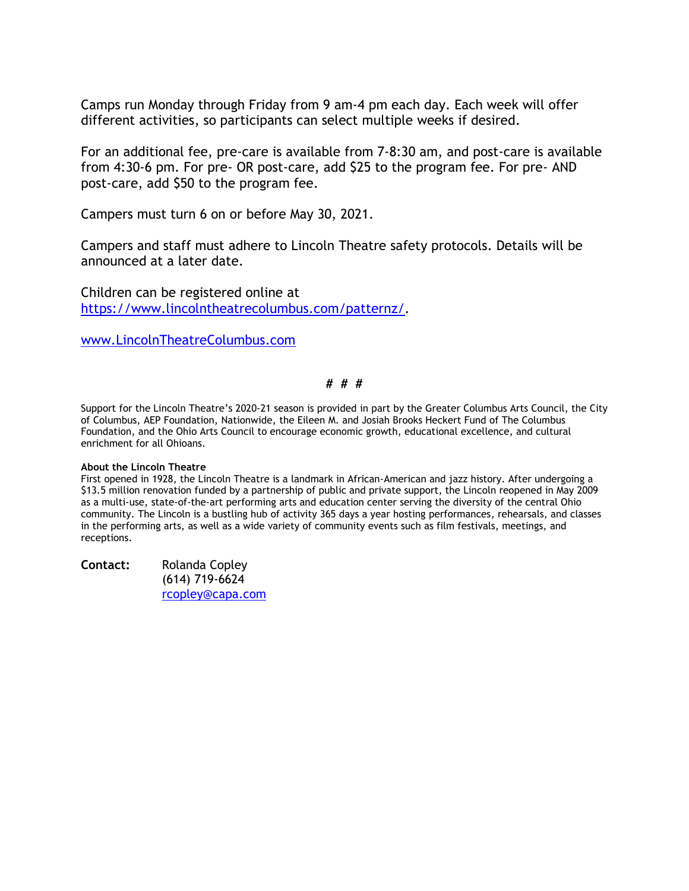Camps run Monday through Friday from 9 am-4 pm each day. Each week will offer different activities, so participants can select multiple weeks if desired.

For an additional fee, pre-care is available from 7-8:30 am, and post-care is available from 4:30-6 pm. For pre- OR post-care, add $25 to the program fee. For pre- AND post-care, add $50 to the program fee.

Campers must turn 6 on or before May 30, 2021.

Campers and staff must adhere to Lincoln Theatre safety protocols. Details will be announced at a later date.

Children can be registered online at [https://www.lincolntheatrecolumbus.com/patternz/](https://www.lincolntheatrecolumbus.com/patternz/).

[www.LincolnTheatreColumbus.com](http://www.LincolnTheatreColumbus.com)

*# # #*

Support for the Lincoln Theatre's 2020-21 season is provided in part by the Greater Columbus Arts Council, the City of Columbus, AEP Foundation, Nationwide, the Eileen M. and Josiah Brooks Heckert Fund of The Columbus Foundation, and the Ohio Arts Council to encourage economic growth, educational excellence, and cultural enrichment for all Ohioans.

**About the Lincoln Theatre**
First opened in 1928, the Lincoln Theatre is a landmark in African-American and jazz history. After undergoing a $13.5 million renovation funded by a partnership of public and private support, the Lincoln reopened in May 2009 as a multi-use, state-of-the-art performing arts and education center serving the diversity of the central Ohio community. The Lincoln is a bustling hub of activity 365 days a year hosting performances, rehearsals, and classes in the performing arts, as well as a wide variety of community events such as film festivals, meetings, and receptions.

**Contact:** Rolanda Copley
(614) 719-6624
[rcopley@capa.com](mailto:rcopley@capa.com)